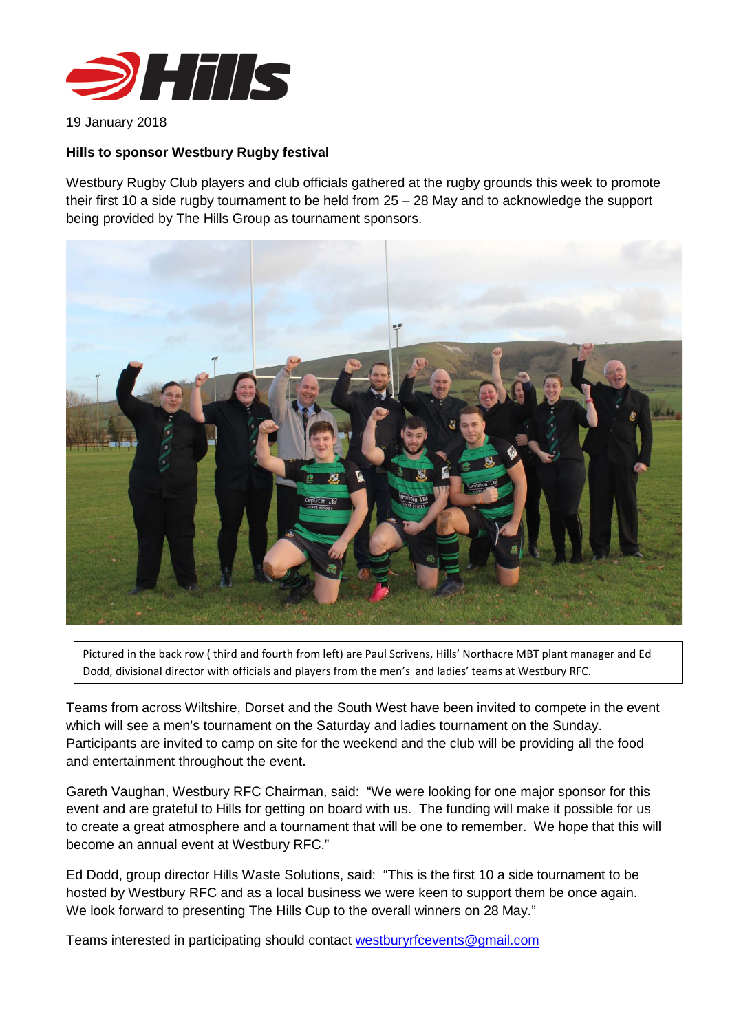19 January 2018

**Hills to sponsor Westbury Rugby festival**

Westbury Rugby Club players and club officials gathered at the rugby grounds this week to promote their first 10 a side rugby tournament to be held from 25 – 28 May and to acknowledge the support being provided by The Hills Group as tournament sponsors.

Pictured in the back row ( third and fourth from left) are Paul Scrivens, Hills' Northacre MBT plant manager and Ed Dodd, divisional director with officials and players from the men's and ladies' teams at Westbury RFC.

Teams from across Wiltshire, Dorset and the South West have been invited to compete in the event which will see a men's tournament on the Saturday and ladies tournament on the Sunday. Participants are invited to camp on site for the weekend and the club will be providing all the food and entertainment throughout the event.

Gareth Vaughan, Westbury RFC Chairman, said: "We were looking for one major sponsor for this event and are grateful to Hills for getting on board with us. The funding will make it possible for us to create a great atmosphere and a tournament that will be one to remember. We hope that this will become an annual event at Westbury RFC."

Ed Dodd, group director Hills Waste Solutions, said: "This is the first 10 a side tournament to be hosted by Westbury RFC and as a local business we were keen to support them be once again. We look forward to presenting The Hills Cup to the overall winners on 28 May."

Teams interested in participating should contact westburyrfcevents@gmail.com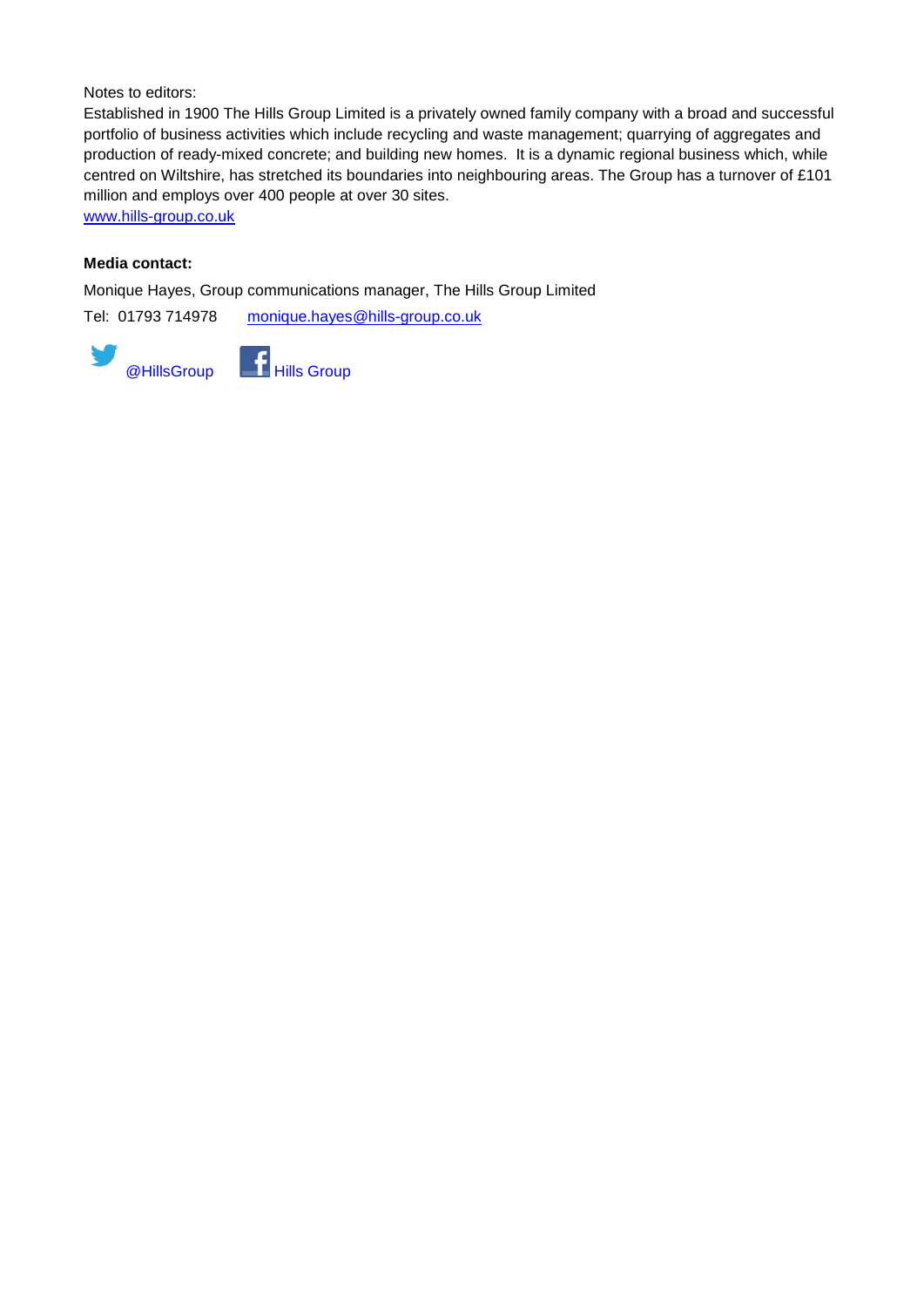Notes to editors:

Established in 1900 The Hills Group Limited is a privately owned family company with a broad and successful portfolio of business activities which include recycling and waste management; quarrying of aggregates and production of ready-mixed concrete; and building new homes. It is a dynamic regional business which, while centred on Wiltshire, has stretched its boundaries into neighbouring areas. The Group has a turnover of £101 million and employs over 400 people at over 30 sites.

www.hills-group.co.uk

**Media contact:**

Monique Hayes, Group communications manager, The Hills Group Limited

Tel: 01793 714978 monique.hayes@hills-group.co.uk

@HillsGroup Hills Group